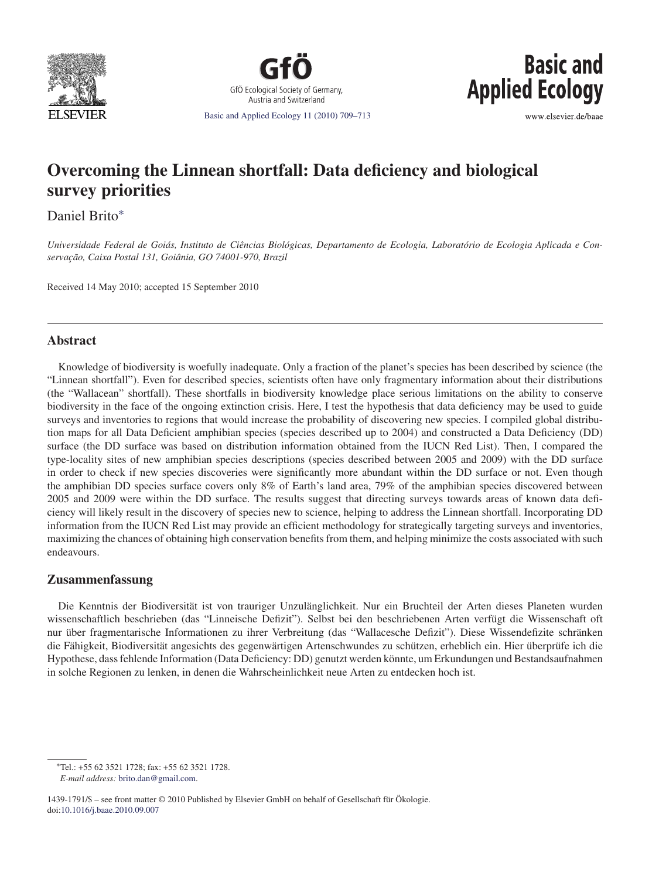# Overcoming the Linnean shortfall: Data deficiency and biological survey priorities

Daniel Brito*

*Universidade Federal de Goiás, Instituto de Ciências Biológicas, Departamento de Ecologia, Laboratório de Ecologia Aplicada e Conservação, Caixa Postal 131, Goiânia, GO 74001-970, Brazil*

Received 14 May 2010; accepted 15 September 2010

## Abstract

Knowledge of biodiversity is woefully inadequate. Only a fraction of the planet's species has been described by science (the "Linnean shortfall"). Even for described species, scientists often have only fragmentary information about their distributions (the "Wallacean" shortfall). These shortfalls in biodiversity knowledge place serious limitations on the ability to conserve biodiversity in the face of the ongoing extinction crisis. Here, I test the hypothesis that data deficiency may be used to guide surveys and inventories to regions that would increase the probability of discovering new species. I compiled global distribution maps for all Data Deficient amphibian species (species described up to 2004) and constructed a Data Deficiency (DD) surface (the DD surface was based on distribution information obtained from the IUCN Red List). Then, I compared the type-locality sites of new amphibian species descriptions (species described between 2005 and 2009) with the DD surface in order to check if new species discoveries were significantly more abundant within the DD surface or not. Even though the amphibian DD species surface covers only 8% of Earth's land area, 79% of the amphibian species discovered between 2005 and 2009 were within the DD surface. The results suggest that directing surveys towards areas of known data deficiency will likely result in the discovery of species new to science, helping to address the Linnean shortfall. Incorporating DD information from the IUCN Red List may provide an efficient methodology for strategically targeting surveys and inventories, maximizing the chances of obtaining high conservation benefits from them, and helping minimize the costs associated with such endeavours.

## Zusammenfassung

Die Kenntnis der Biodiversität ist von trauriger Unzulänglichkeit. Nur ein Bruchteil der Arten dieses Planeten wurden wissenschaftlich beschrieben (das "Linneische Defizit"). Selbst bei den beschriebenen Arten verfügt die Wissenschaft oft nur über fragmentarische Informationen zu ihrer Verbreitung (das "Wallacesche Defizit"). Diese Wissendefizite schränken die Fähigkeit, Biodiversität angesichts des gegenwärtigen Artenschwundes zu schützen, erheblich ein. Hier überprüfe ich die Hypothese, dass fehlende Information (Data Deficiency: DD) genutzt werden könnte, um Erkundungen und Bestandsaufnahmen in solche Regionen zu lenken, in denen die Wahrscheinlichkeit neue Arten zu entdecken hoch ist.

*Tel.: +55 62 3521 1728; fax: +55 62 3521 1728.
*E-mail address:* brito.dan@gmail.com.

1439-1791/$ – see front matter © 2010 Published by Elsevier GmbH on behalf of Gesellschaft für Ökologie.
doi:10.1016/j.baae.2010.09.007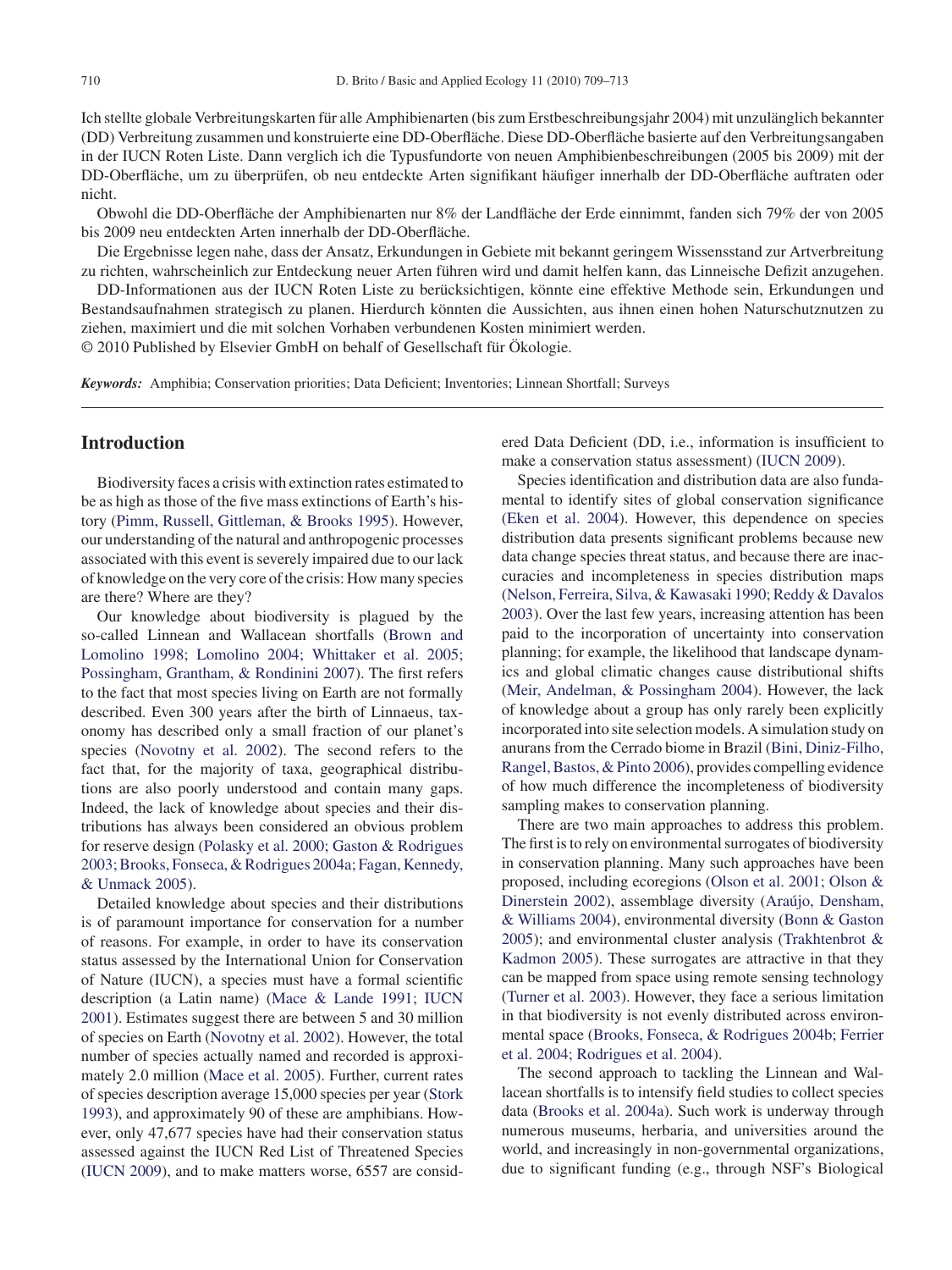Ich stellte globale Verbreitungskarten für alle Amphibienarten (bis zum Erstbeschreibungsjahr 2004) mit unzulänglich bekannter (DD) Verbreitung zusammen und konstruierte eine DD-Oberfläche. Diese DD-Oberfläche basierte auf den Verbreitungsangaben in der IUCN Roten Liste. Dann verglich ich die Typusfundorte von neuen Amphibienbeschreibungen (2005 bis 2009) mit der DD-Oberfläche, um zu überprüfen, ob neu entdeckte Arten signifikant häufiger innerhalb der DD-Oberfläche auftraten oder nicht.

Obwohl die DD-Oberfläche der Amphibienarten nur 8% der Landfläche der Erde einnimmt, fanden sich 79% der von 2005 bis 2009 neu entdeckten Arten innerhalb der DD-Oberfläche.

Die Ergebnisse legen nahe, dass der Ansatz, Erkundungen in Gebiete mit bekannt geringem Wissensstand zur Artverbreitung zu richten, wahrscheinlich zur Entdeckung neuer Arten führen wird und damit helfen kann, das Linneische Defizit anzugehen.

DD-Informationen aus der IUCN Roten Liste zu berücksichtigen, könnte eine effektive Methode sein, Erkundungen und Bestandsaufnahmen strategisch zu planen. Hierdurch könnten die Aussichten, aus ihnen einen hohen Naturschutznutzen zu ziehen, maximiert und die mit solchen Vorhaben verbundenen Kosten minimiert werden.

© 2010 Published by Elsevier GmbH on behalf of Gesellschaft für Ökologie.

***Keywords:*** Amphibia; Conservation priorities; Data Deficient; Inventories; Linnean Shortfall; Surveys

## Introduction

Biodiversity faces a crisis with extinction rates estimated to be as high as those of the five mass extinctions of Earth's history (Pimm, Russell, Gittleman, & Brooks 1995). However, our understanding of the natural and anthropogenic processes associated with this event is severely impaired due to our lack of knowledge on the very core of the crisis: How many species are there? Where are they?

Our knowledge about biodiversity is plagued by the so-called Linnean and Wallacean shortfalls (Brown and Lomolino 1998; Lomolino 2004; Whittaker et al. 2005; Possingham, Grantham, & Rondinini 2007). The first refers to the fact that most species living on Earth are not formally described. Even 300 years after the birth of Linnaeus, taxonomy has described only a small fraction of our planet's species (Novotny et al. 2002). The second refers to the fact that, for the majority of taxa, geographical distributions are also poorly understood and contain many gaps. Indeed, the lack of knowledge about species and their distributions has always been considered an obvious problem for reserve design (Polasky et al. 2000; Gaston & Rodrigues 2003; Brooks, Fonseca, & Rodrigues 2004a; Fagan, Kennedy, & Unmack 2005).

Detailed knowledge about species and their distributions is of paramount importance for conservation for a number of reasons. For example, in order to have its conservation status assessed by the International Union for Conservation of Nature (IUCN), a species must have a formal scientific description (a Latin name) (Mace & Lande 1991; IUCN 2001). Estimates suggest there are between 5 and 30 million of species on Earth (Novotny et al. 2002). However, the total number of species actually named and recorded is approximately 2.0 million (Mace et al. 2005). Further, current rates of species description average 15,000 species per year (Stork 1993), and approximately 90 of these are amphibians. However, only 47,677 species have had their conservation status assessed against the IUCN Red List of Threatened Species (IUCN 2009), and to make matters worse, 6557 are considered Data Deficient (DD, i.e., information is insufficient to make a conservation status assessment) (IUCN 2009).

Species identification and distribution data are also fundamental to identify sites of global conservation significance (Eken et al. 2004). However, this dependence on species distribution data presents significant problems because new data change species threat status, and because there are inaccuracies and incompleteness in species distribution maps (Nelson, Ferreira, Silva, & Kawasaki 1990; Reddy & Davalos 2003). Over the last few years, increasing attention has been paid to the incorporation of uncertainty into conservation planning; for example, the likelihood that landscape dynamics and global climatic changes cause distributional shifts (Meir, Andelman, & Possingham 2004). However, the lack of knowledge about a group has only rarely been explicitly incorporated into site selection models. A simulation study on anurans from the Cerrado biome in Brazil (Bini, Diniz-Filho, Rangel, Bastos, & Pinto 2006), provides compelling evidence of how much difference the incompleteness of biodiversity sampling makes to conservation planning.

There are two main approaches to address this problem. The first is to rely on environmental surrogates of biodiversity in conservation planning. Many such approaches have been proposed, including ecoregions (Olson et al. 2001; Olson & Dinerstein 2002), assemblage diversity (Araújo, Densham, & Williams 2004), environmental diversity (Bonn & Gaston 2005); and environmental cluster analysis (Trakhtenbrot & Kadmon 2005). These surrogates are attractive in that they can be mapped from space using remote sensing technology (Turner et al. 2003). However, they face a serious limitation in that biodiversity is not evenly distributed across environmental space (Brooks, Fonseca, & Rodrigues 2004b; Ferrier et al. 2004; Rodrigues et al. 2004).

The second approach to tackling the Linnean and Wallacean shortfalls is to intensify field studies to collect species data (Brooks et al. 2004a). Such work is underway through numerous museums, herbaria, and universities around the world, and increasingly in non-governmental organizations, due to significant funding (e.g., through NSF's Biological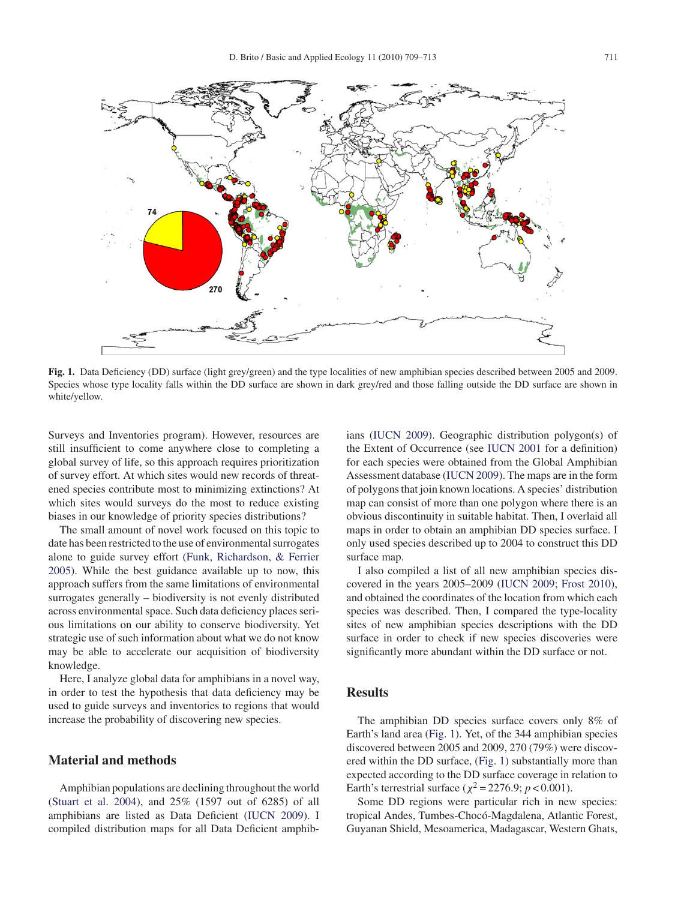Fig. 1. Data Deficiency (DD) surface (light grey/green) and the type localities of new amphibian species described between 2005 and 2009. Species whose type locality falls within the DD surface are shown in dark grey/red and those falling outside the DD surface are shown in white/yellow.

Surveys and Inventories program). However, resources are still insufficient to come anywhere close to completing a global survey of life, so this approach requires prioritization of survey effort. At which sites would new records of threatened species contribute most to minimizing extinctions? At which sites would surveys do the most to reduce existing biases in our knowledge of priority species distributions?

The small amount of novel work focused on this topic to date has been restricted to the use of environmental surrogates alone to guide survey effort (Funk, Richardson, & Ferrier 2005). While the best guidance available up to now, this approach suffers from the same limitations of environmental surrogates generally – biodiversity is not evenly distributed across environmental space. Such data deficiency places serious limitations on our ability to conserve biodiversity. Yet strategic use of such information about what we do not know may be able to accelerate our acquisition of biodiversity knowledge.

Here, I analyze global data for amphibians in a novel way, in order to test the hypothesis that data deficiency may be used to guide surveys and inventories to regions that would increase the probability of discovering new species.

## Material and methods

Amphibian populations are declining throughout the world (Stuart et al. 2004), and 25% (1597 out of 6285) of all amphibians are listed as Data Deficient (IUCN 2009). I compiled distribution maps for all Data Deficient amphibians (IUCN 2009). Geographic distribution polygon(s) of the Extent of Occurrence (see IUCN 2001 for a definition) for each species were obtained from the Global Amphibian Assessment database (IUCN 2009). The maps are in the form of polygons that join known locations. A species' distribution map can consist of more than one polygon where there is an obvious discontinuity in suitable habitat. Then, I overlaid all maps in order to obtain an amphibian DD species surface. I only used species described up to 2004 to construct this DD surface map.

I also compiled a list of all new amphibian species discovered in the years 2005–2009 (IUCN 2009; Frost 2010), and obtained the coordinates of the location from which each species was described. Then, I compared the type-locality sites of new amphibian species descriptions with the DD surface in order to check if new species discoveries were significantly more abundant within the DD surface or not.

## Results

The amphibian DD species surface covers only 8% of Earth's land area (Fig. 1). Yet, of the 344 amphibian species discovered between 2005 and 2009, 270 (79%) were discovered within the DD surface, (Fig. 1) substantially more than expected according to the DD surface coverage in relation to Earth's terrestrial surface ($\chi^2 = 2276.9$; $p < 0.001$).

Some DD regions were particular rich in new species: tropical Andes, Tumbes-Chocó-Magdalena, Atlantic Forest, Guyanan Shield, Mesoamerica, Madagascar, Western Ghats,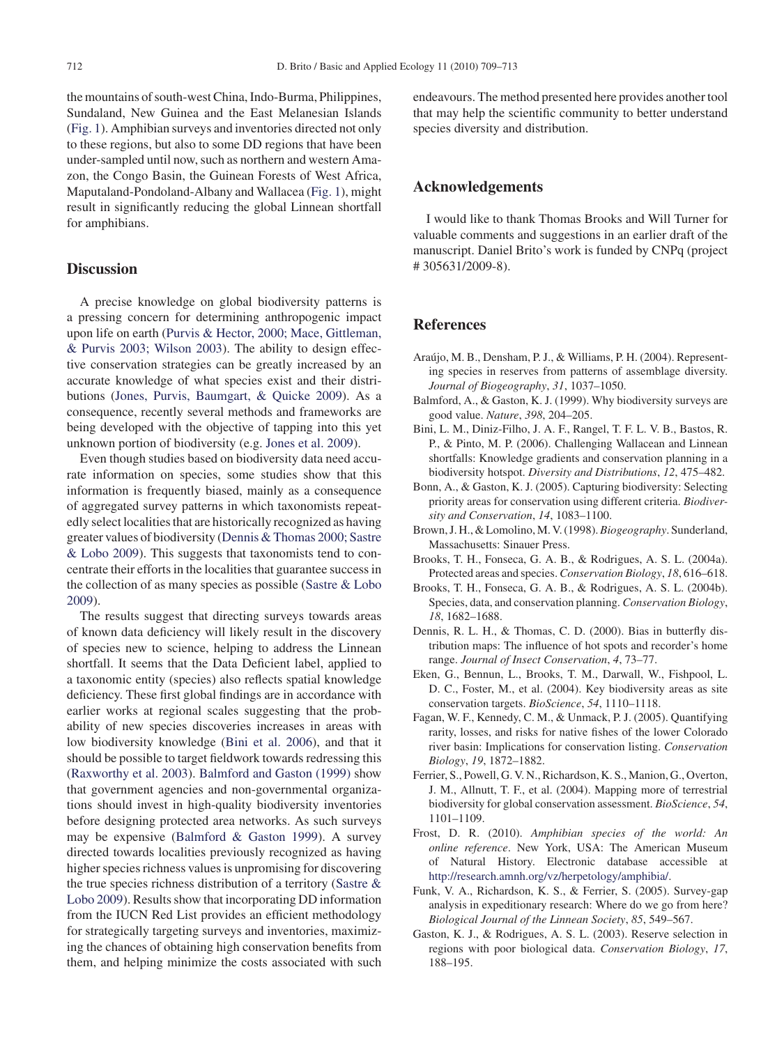the mountains of south-west China, Indo-Burma, Philippines, Sundaland, New Guinea and the East Melanesian Islands (Fig. 1). Amphibian surveys and inventories directed not only to these regions, but also to some DD regions that have been under-sampled until now, such as northern and western Amazon, the Congo Basin, the Guinean Forests of West Africa, Maputaland-Pondoland-Albany and Wallacea (Fig. 1), might result in significantly reducing the global Linnean shortfall for amphibians.

## Discussion

A precise knowledge on global biodiversity patterns is a pressing concern for determining anthropogenic impact upon life on earth (Purvis & Hector, 2000; Mace, Gittleman, & Purvis 2003; Wilson 2003). The ability to design effective conservation strategies can be greatly increased by an accurate knowledge of what species exist and their distributions (Jones, Purvis, Baumgart, & Quicke 2009). As a consequence, recently several methods and frameworks are being developed with the objective of tapping into this yet unknown portion of biodiversity (e.g. Jones et al. 2009).

Even though studies based on biodiversity data need accurate information on species, some studies show that this information is frequently biased, mainly as a consequence of aggregated survey patterns in which taxonomists repeatedly select localities that are historically recognized as having greater values of biodiversity (Dennis & Thomas 2000; Sastre & Lobo 2009). This suggests that taxonomists tend to concentrate their efforts in the localities that guarantee success in the collection of as many species as possible (Sastre & Lobo 2009).

The results suggest that directing surveys towards areas of known data deficiency will likely result in the discovery of species new to science, helping to address the Linnean shortfall. It seems that the Data Deficient label, applied to a taxonomic entity (species) also reflects spatial knowledge deficiency. These first global findings are in accordance with earlier works at regional scales suggesting that the probability of new species discoveries increases in areas with low biodiversity knowledge (Bini et al. 2006), and that it should be possible to target fieldwork towards redressing this (Raxworthy et al. 2003). Balmford and Gaston (1999) show that government agencies and non-governmental organizations should invest in high-quality biodiversity inventories before designing protected area networks. As such surveys may be expensive (Balmford & Gaston 1999). A survey directed towards localities previously recognized as having higher species richness values is unpromising for discovering the true species richness distribution of a territory (Sastre & Lobo 2009). Results show that incorporating DD information from the IUCN Red List provides an efficient methodology for strategically targeting surveys and inventories, maximizing the chances of obtaining high conservation benefits from them, and helping minimize the costs associated with such endeavours. The method presented here provides another tool that may help the scientific community to better understand species diversity and distribution.

## Acknowledgements

I would like to thank Thomas Brooks and Will Turner for valuable comments and suggestions in an earlier draft of the manuscript. Daniel Brito's work is funded by CNPq (project # 305631/2009-8).

## References

Araújo, M. B., Densham, P. J., & Williams, P. H. (2004). Representing species in reserves from patterns of assemblage diversity. *Journal of Biogeography*, *31*, 1037–1050.

Balmford, A., & Gaston, K. J. (1999). Why biodiversity surveys are good value. *Nature*, *398*, 204–205.

Bini, L. M., Diniz-Filho, J. A. F., Rangel, T. F. L. V. B., Bastos, R. P., & Pinto, M. P. (2006). Challenging Wallacean and Linnean shortfalls: Knowledge gradients and conservation planning in a biodiversity hotspot. *Diversity and Distributions*, *12*, 475–482.

Bonn, A., & Gaston, K. J. (2005). Capturing biodiversity: Selecting priority areas for conservation using different criteria. *Biodiversity and Conservation*, *14*, 1083–1100.

Brown, J. H., & Lomolino, M. V. (1998). *Biogeography*. Sunderland, Massachusetts: Sinauer Press.

Brooks, T. H., Fonseca, G. A. B., & Rodrigues, A. S. L. (2004a). Protected areas and species. *Conservation Biology*, *18*, 616–618.

Brooks, T. H., Fonseca, G. A. B., & Rodrigues, A. S. L. (2004b). Species, data, and conservation planning. *Conservation Biology*, *18*, 1682–1688.

Dennis, R. L. H., & Thomas, C. D. (2000). Bias in butterfly distribution maps: The influence of hot spots and recorder's home range. *Journal of Insect Conservation*, *4*, 73–77.

Eken, G., Bennun, L., Brooks, T. M., Darwall, W., Fishpool, L. D. C., Foster, M., et al. (2004). Key biodiversity areas as site conservation targets. *BioScience*, *54*, 1110–1118.

Fagan, W. F., Kennedy, C. M., & Unmack, P. J. (2005). Quantifying rarity, losses, and risks for native fishes of the lower Colorado river basin: Implications for conservation listing. *Conservation Biology*, *19*, 1872–1882.

Ferrier, S., Powell, G. V. N., Richardson, K. S., Manion, G., Overton, J. M., Allnutt, T. F., et al. (2004). Mapping more of terrestrial biodiversity for global conservation assessment. *BioScience*, *54*, 1101–1109.

Frost, D. R. (2010). *Amphibian species of the world: An online reference*. New York, USA: The American Museum of Natural History. Electronic database accessible at http://research.amnh.org/vz/herpetology/amphibia/.

Funk, V. A., Richardson, K. S., & Ferrier, S. (2005). Survey-gap analysis in expeditionary research: Where do we go from here? *Biological Journal of the Linnean Society*, *85*, 549–567.

Gaston, K. J., & Rodrigues, A. S. L. (2003). Reserve selection in regions with poor biological data. *Conservation Biology*, *17*, 188–195.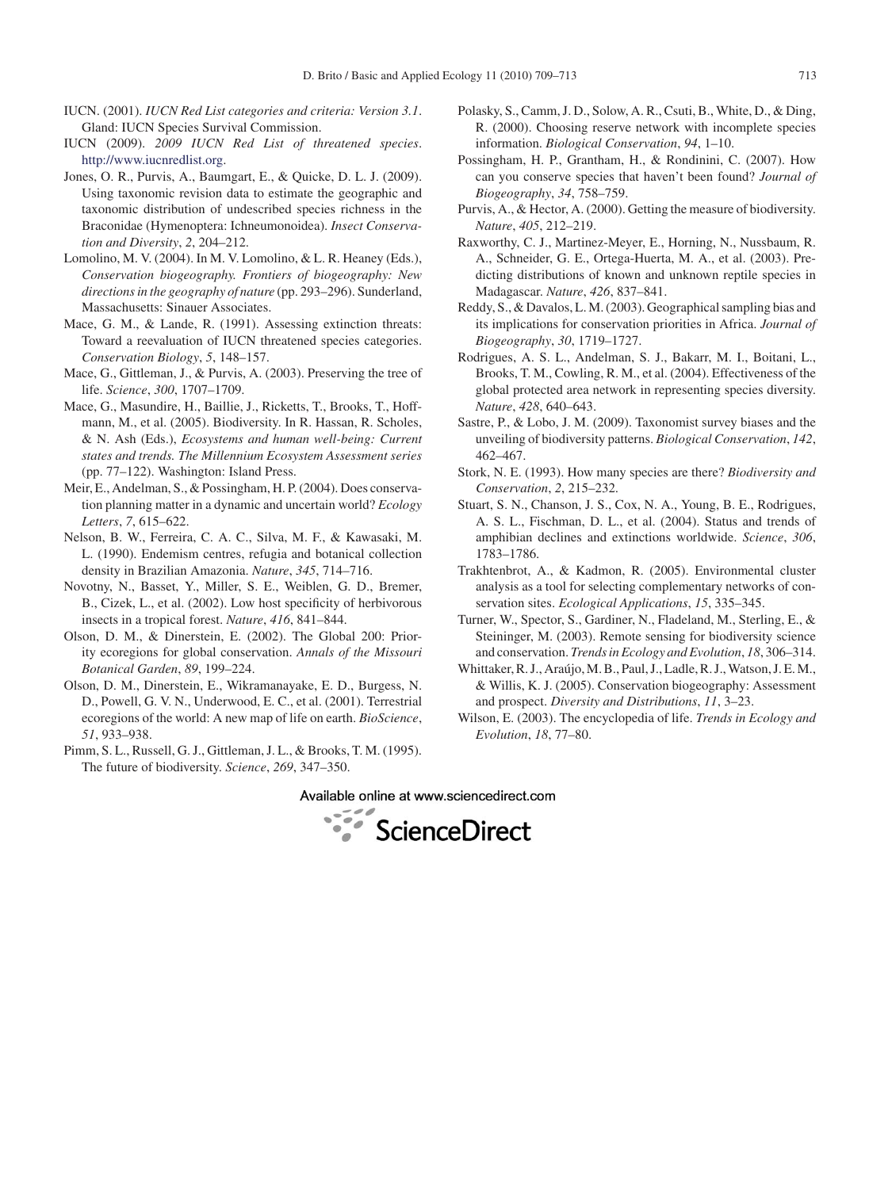IUCN. (2001). *IUCN Red List categories and criteria: Version 3.1*. Gland: IUCN Species Survival Commission.

IUCN (2009). *2009 IUCN Red List of threatened species*. http://www.iucnredlist.org.

Jones, O. R., Purvis, A., Baumgart, E., & Quicke, D. L. J. (2009). Using taxonomic revision data to estimate the geographic and taxonomic distribution of undescribed species richness in the Braconidae (Hymenoptera: Ichneumonoidea). *Insect Conservation and Diversity*, *2*, 204–212.

Lomolino, M. V. (2004). In M. V. Lomolino, & L. R. Heaney (Eds.), *Conservation biogeography. Frontiers of biogeography: New directions in the geography of nature* (pp. 293–296). Sunderland, Massachusetts: Sinauer Associates.

Mace, G. M., & Lande, R. (1991). Assessing extinction threats: Toward a reevaluation of IUCN threatened species categories. *Conservation Biology*, *5*, 148–157.

Mace, G., Gittleman, J., & Purvis, A. (2003). Preserving the tree of life. *Science*, *300*, 1707–1709.

Mace, G., Masundire, H., Baillie, J., Ricketts, T., Brooks, T., Hoffmann, M., et al. (2005). Biodiversity. In R. Hassan, R. Scholes, & N. Ash (Eds.), *Ecosystems and human well-being: Current states and trends. The Millennium Ecosystem Assessment series* (pp. 77–122). Washington: Island Press.

Meir, E., Andelman, S., & Possingham, H. P. (2004). Does conservation planning matter in a dynamic and uncertain world? *Ecology Letters*, *7*, 615–622.

Nelson, B. W., Ferreira, C. A. C., Silva, M. F., & Kawasaki, M. L. (1990). Endemism centres, refugia and botanical collection density in Brazilian Amazonia. *Nature*, *345*, 714–716.

Novotny, N., Basset, Y., Miller, S. E., Weiblen, G. D., Bremer, B., Cizek, L., et al. (2002). Low host specificity of herbivorous insects in a tropical forest. *Nature*, *416*, 841–844.

Olson, D. M., & Dinerstein, E. (2002). The Global 200: Priority ecoregions for global conservation. *Annals of the Missouri Botanical Garden*, *89*, 199–224.

Olson, D. M., Dinerstein, E., Wikramanayake, E. D., Burgess, N. D., Powell, G. V. N., Underwood, E. C., et al. (2001). Terrestrial ecoregions of the world: A new map of life on earth. *BioScience*, *51*, 933–938.

Pimm, S. L., Russell, G. J., Gittleman, J. L., & Brooks, T. M. (1995). The future of biodiversity. *Science*, *269*, 347–350.

Polasky, S., Camm, J. D., Solow, A. R., Csuti, B., White, D., & Ding, R. (2000). Choosing reserve network with incomplete species information. *Biological Conservation*, *94*, 1–10.

Possingham, H. P., Grantham, H., & Rondinini, C. (2007). How can you conserve species that haven't been found? *Journal of Biogeography*, *34*, 758–759.

Purvis, A., & Hector, A. (2000). Getting the measure of biodiversity. *Nature*, *405*, 212–219.

Raxworthy, C. J., Martinez-Meyer, E., Horning, N., Nussbaum, R. A., Schneider, G. E., Ortega-Huerta, M. A., et al. (2003). Predicting distributions of known and unknown reptile species in Madagascar. *Nature*, *426*, 837–841.

Reddy, S., & Davalos, L. M. (2003). Geographical sampling bias and its implications for conservation priorities in Africa. *Journal of Biogeography*, *30*, 1719–1727.

Rodrigues, A. S. L., Andelman, S. J., Bakarr, M. I., Boitani, L., Brooks, T. M., Cowling, R. M., et al. (2004). Effectiveness of the global protected area network in representing species diversity. *Nature*, *428*, 640–643.

Sastre, P., & Lobo, J. M. (2009). Taxonomist survey biases and the unveiling of biodiversity patterns. *Biological Conservation*, *142*, 462–467.

Stork, N. E. (1993). How many species are there? *Biodiversity and Conservation*, *2*, 215–232.

Stuart, S. N., Chanson, J. S., Cox, N. A., Young, B. E., Rodrigues, A. S. L., Fischman, D. L., et al. (2004). Status and trends of amphibian declines and extinctions worldwide. *Science*, *306*, 1783–1786.

Trakhtenbrot, A., & Kadmon, R. (2005). Environmental cluster analysis as a tool for selecting complementary networks of conservation sites. *Ecological Applications*, *15*, 335–345.

Turner, W., Spector, S., Gardiner, N., Fladeland, M., Sterling, E., & Steininger, M. (2003). Remote sensing for biodiversity science and conservation. *Trends in Ecology and Evolution*, *18*, 306–314.

Whittaker, R. J., Araújo, M. B., Paul, J., Ladle, R. J., Watson, J. E. M., & Willis, K. J. (2005). Conservation biogeography: Assessment and prospect. *Diversity and Distributions*, *11*, 3–23.

Wilson, E. (2003). The encyclopedia of life. *Trends in Ecology and Evolution*, *18*, 77–80.

Available online at www.sciencedirect.com

ScienceDirect